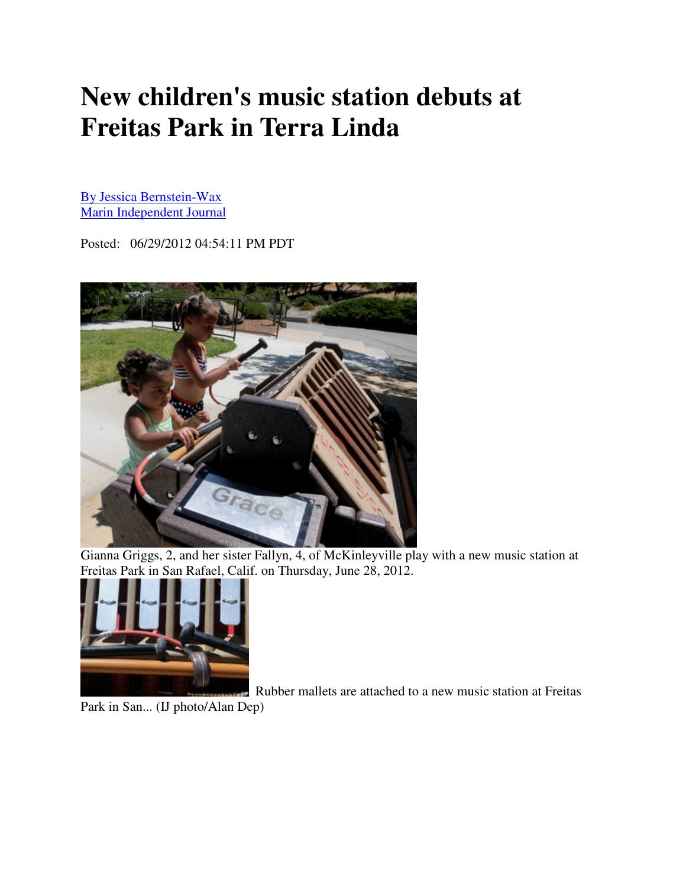# New children's music station debuts at Freitas Park in Terra Linda

By Jessica Bernstein-Wax
Marin Independent Journal

Posted: 06/29/2012 04:54:11 PM PDT

Gianna Griggs, 2, and her sister Fallyn, 4, of McKinleyville play with a new music station at Freitas Park in San Rafael, Calif. on Thursday, June 28, 2012.

Rubber mallets are attached to a new music station at Freitas Park in San... (IJ photo/Alan Dep)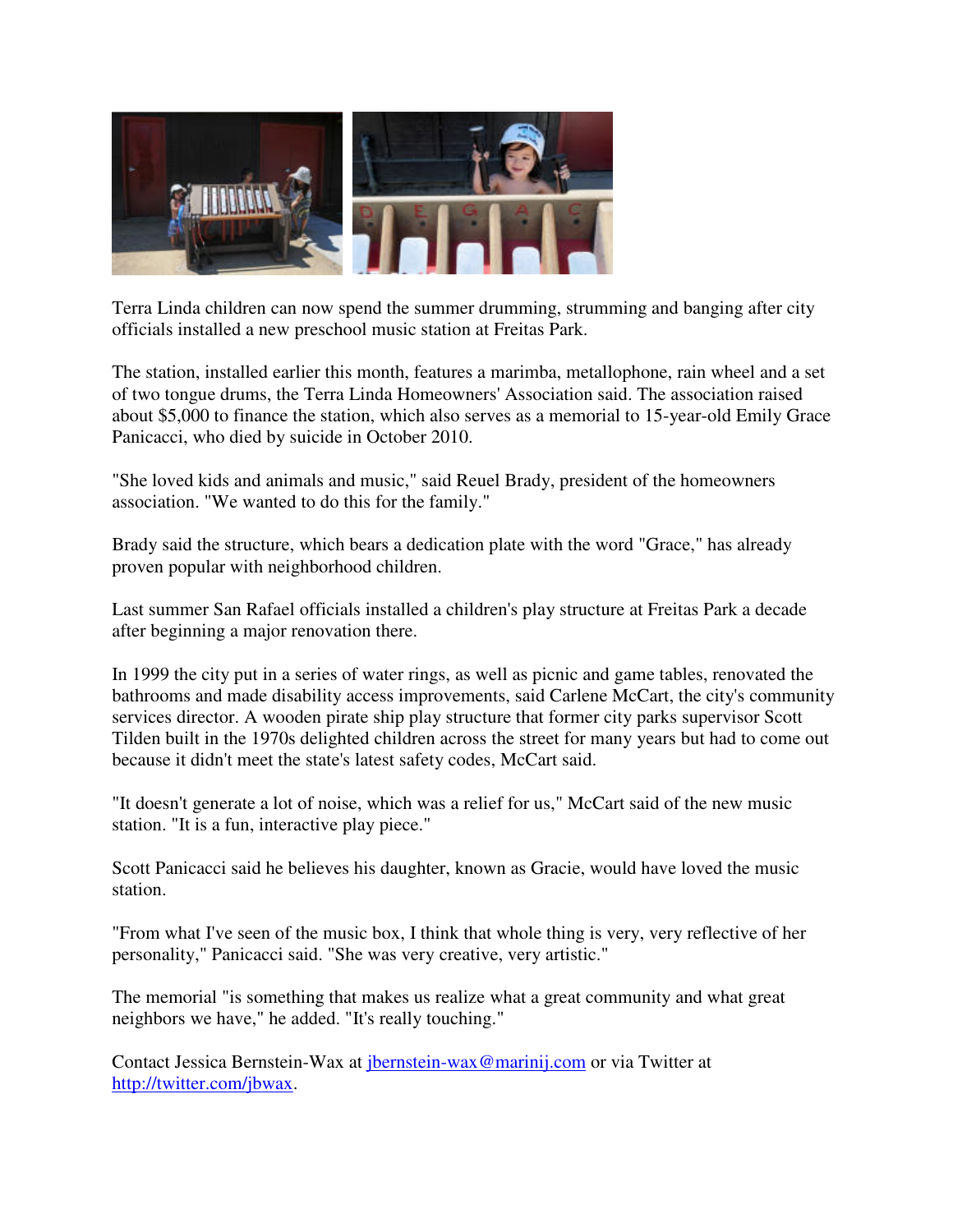Terra Linda children can now spend the summer drumming, strumming and banging after city officials installed a new preschool music station at Freitas Park.

The station, installed earlier this month, features a marimba, metallophone, rain wheel and a set of two tongue drums, the Terra Linda Homeowners' Association said. The association raised about $5,000 to finance the station, which also serves as a memorial to 15-year-old Emily Grace Panicacci, who died by suicide in October 2010.

"She loved kids and animals and music," said Reuel Brady, president of the homeowners association. "We wanted to do this for the family."

Brady said the structure, which bears a dedication plate with the word "Grace," has already proven popular with neighborhood children.

Last summer San Rafael officials installed a children's play structure at Freitas Park a decade after beginning a major renovation there.

In 1999 the city put in a series of water rings, as well as picnic and game tables, renovated the bathrooms and made disability access improvements, said Carlene McCart, the city's community services director. A wooden pirate ship play structure that former city parks supervisor Scott Tilden built in the 1970s delighted children across the street for many years but had to come out because it didn't meet the state's latest safety codes, McCart said.

"It doesn't generate a lot of noise, which was a relief for us," McCart said of the new music station. "It is a fun, interactive play piece."

Scott Panicacci said he believes his daughter, known as Gracie, would have loved the music station.

"From what I've seen of the music box, I think that whole thing is very, very reflective of her personality," Panicacci said. "She was very creative, very artistic."

The memorial "is something that makes us realize what a great community and what great neighbors we have," he added. "It's really touching."

Contact Jessica Bernstein-Wax at jbernstein-wax@marinij.com or via Twitter at http://twitter.com/jbwax.